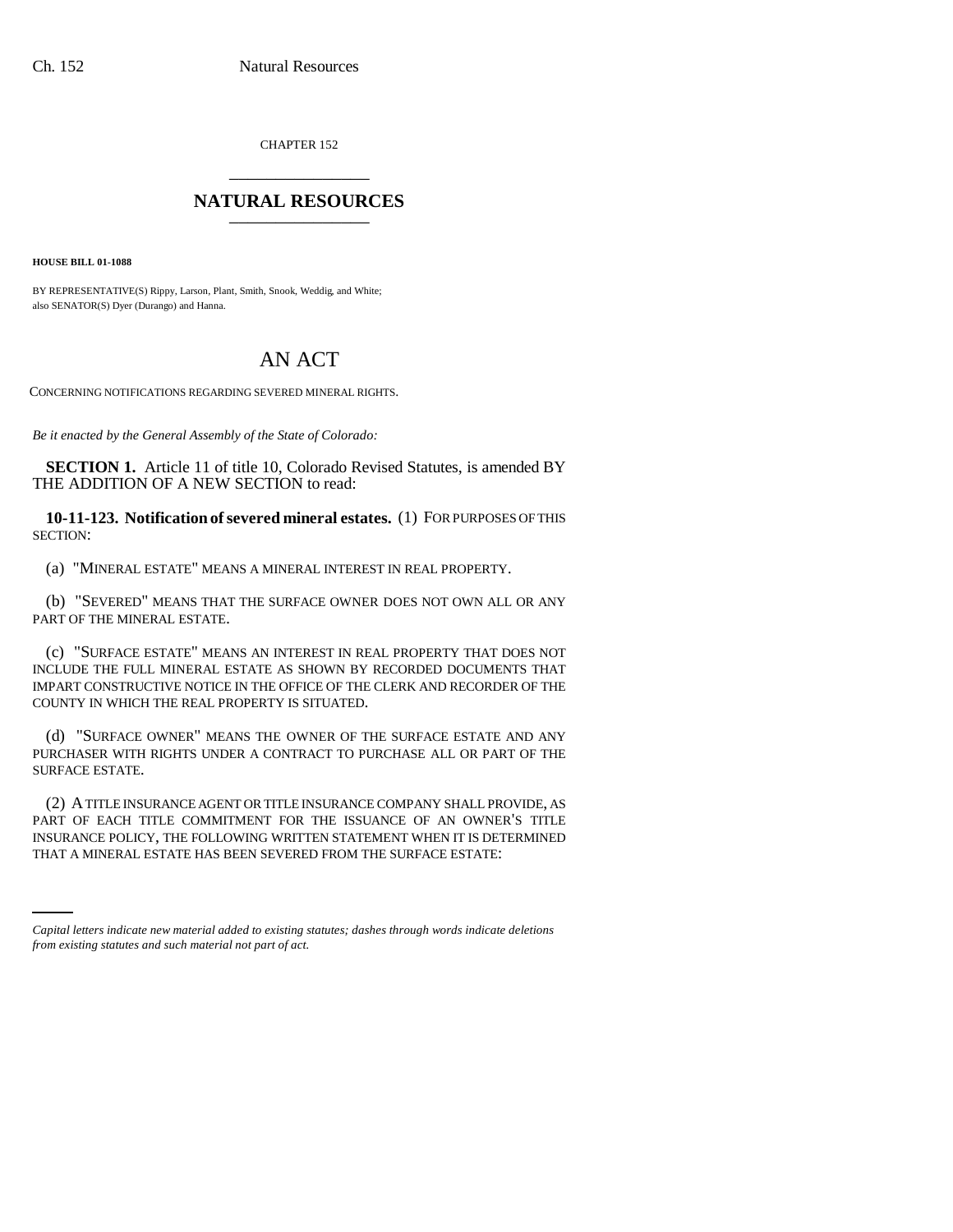CHAPTER 152

## NATURAL RESOURCES

**HOUSE BILL 01-1088**

BY REPRESENTATIVE(S) Rippy, Larson, Plant, Smith, Snook, Weddig, and White;
also SENATOR(S) Dyer (Durango) and Hanna.

# AN ACT

CONCERNING NOTIFICATIONS REGARDING SEVERED MINERAL RIGHTS.

*Be it enacted by the General Assembly of the State of Colorado:*

**SECTION 1.** Article 11 of title 10, Colorado Revised Statutes, is amended BY THE ADDITION OF A NEW SECTION to read:

**10-11-123. Notification of severed mineral estates.** (1) FOR PURPOSES OF THIS SECTION:

(a) "MINERAL ESTATE" MEANS A MINERAL INTEREST IN REAL PROPERTY.

(b) "SEVERED" MEANS THAT THE SURFACE OWNER DOES NOT OWN ALL OR ANY PART OF THE MINERAL ESTATE.

(c) "SURFACE ESTATE" MEANS AN INTEREST IN REAL PROPERTY THAT DOES NOT INCLUDE THE FULL MINERAL ESTATE AS SHOWN BY RECORDED DOCUMENTS THAT IMPART CONSTRUCTIVE NOTICE IN THE OFFICE OF THE CLERK AND RECORDER OF THE COUNTY IN WHICH THE REAL PROPERTY IS SITUATED.

(d) "SURFACE OWNER" MEANS THE OWNER OF THE SURFACE ESTATE AND ANY PURCHASER WITH RIGHTS UNDER A CONTRACT TO PURCHASE ALL OR PART OF THE SURFACE ESTATE.

(2) A TITLE INSURANCE AGENT OR TITLE INSURANCE COMPANY SHALL PROVIDE, AS PART OF EACH TITLE COMMITMENT FOR THE ISSUANCE OF AN OWNER'S TITLE INSURANCE POLICY, THE FOLLOWING WRITTEN STATEMENT WHEN IT IS DETERMINED THAT A MINERAL ESTATE HAS BEEN SEVERED FROM THE SURFACE ESTATE:

*Capital letters indicate new material added to existing statutes; dashes through words indicate deletions from existing statutes and such material not part of act.*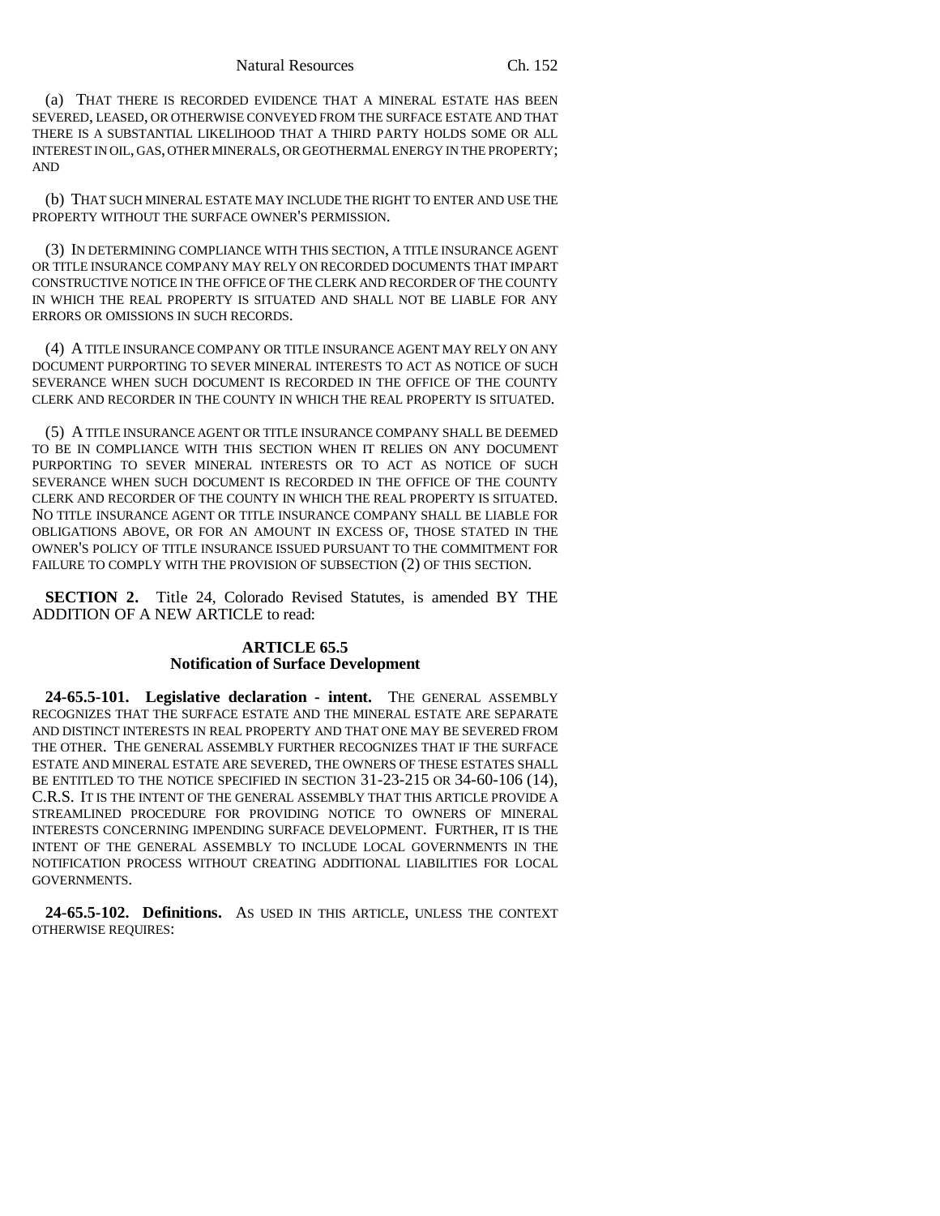(a) THAT THERE IS RECORDED EVIDENCE THAT A MINERAL ESTATE HAS BEEN SEVERED, LEASED, OR OTHERWISE CONVEYED FROM THE SURFACE ESTATE AND THAT THERE IS A SUBSTANTIAL LIKELIHOOD THAT A THIRD PARTY HOLDS SOME OR ALL INTEREST IN OIL, GAS, OTHER MINERALS, OR GEOTHERMAL ENERGY IN THE PROPERTY; AND

(b) THAT SUCH MINERAL ESTATE MAY INCLUDE THE RIGHT TO ENTER AND USE THE PROPERTY WITHOUT THE SURFACE OWNER'S PERMISSION.

(3) IN DETERMINING COMPLIANCE WITH THIS SECTION, A TITLE INSURANCE AGENT OR TITLE INSURANCE COMPANY MAY RELY ON RECORDED DOCUMENTS THAT IMPART CONSTRUCTIVE NOTICE IN THE OFFICE OF THE CLERK AND RECORDER OF THE COUNTY IN WHICH THE REAL PROPERTY IS SITUATED AND SHALL NOT BE LIABLE FOR ANY ERRORS OR OMISSIONS IN SUCH RECORDS.

(4) A TITLE INSURANCE COMPANY OR TITLE INSURANCE AGENT MAY RELY ON ANY DOCUMENT PURPORTING TO SEVER MINERAL INTERESTS TO ACT AS NOTICE OF SUCH SEVERANCE WHEN SUCH DOCUMENT IS RECORDED IN THE OFFICE OF THE COUNTY CLERK AND RECORDER IN THE COUNTY IN WHICH THE REAL PROPERTY IS SITUATED.

(5) A TITLE INSURANCE AGENT OR TITLE INSURANCE COMPANY SHALL BE DEEMED TO BE IN COMPLIANCE WITH THIS SECTION WHEN IT RELIES ON ANY DOCUMENT PURPORTING TO SEVER MINERAL INTERESTS OR TO ACT AS NOTICE OF SUCH SEVERANCE WHEN SUCH DOCUMENT IS RECORDED IN THE OFFICE OF THE COUNTY CLERK AND RECORDER OF THE COUNTY IN WHICH THE REAL PROPERTY IS SITUATED. NO TITLE INSURANCE AGENT OR TITLE INSURANCE COMPANY SHALL BE LIABLE FOR OBLIGATIONS ABOVE, OR FOR AN AMOUNT IN EXCESS OF, THOSE STATED IN THE OWNER'S POLICY OF TITLE INSURANCE ISSUED PURSUANT TO THE COMMITMENT FOR FAILURE TO COMPLY WITH THE PROVISION OF SUBSECTION (2) OF THIS SECTION.

**SECTION 2.** Title 24, Colorado Revised Statutes, is amended BY THE ADDITION OF A NEW ARTICLE to read:

## ARTICLE 65.5
## Notification of Surface Development

**24-65.5-101. Legislative declaration - intent.** THE GENERAL ASSEMBLY RECOGNIZES THAT THE SURFACE ESTATE AND THE MINERAL ESTATE ARE SEPARATE AND DISTINCT INTERESTS IN REAL PROPERTY AND THAT ONE MAY BE SEVERED FROM THE OTHER. THE GENERAL ASSEMBLY FURTHER RECOGNIZES THAT IF THE SURFACE ESTATE AND MINERAL ESTATE ARE SEVERED, THE OWNERS OF THESE ESTATES SHALL BE ENTITLED TO THE NOTICE SPECIFIED IN SECTION 31-23-215 OR 34-60-106 (14), C.R.S. IT IS THE INTENT OF THE GENERAL ASSEMBLY THAT THIS ARTICLE PROVIDE A STREAMLINED PROCEDURE FOR PROVIDING NOTICE TO OWNERS OF MINERAL INTERESTS CONCERNING IMPENDING SURFACE DEVELOPMENT. FURTHER, IT IS THE INTENT OF THE GENERAL ASSEMBLY TO INCLUDE LOCAL GOVERNMENTS IN THE NOTIFICATION PROCESS WITHOUT CREATING ADDITIONAL LIABILITIES FOR LOCAL GOVERNMENTS.

**24-65.5-102. Definitions.** AS USED IN THIS ARTICLE, UNLESS THE CONTEXT OTHERWISE REQUIRES: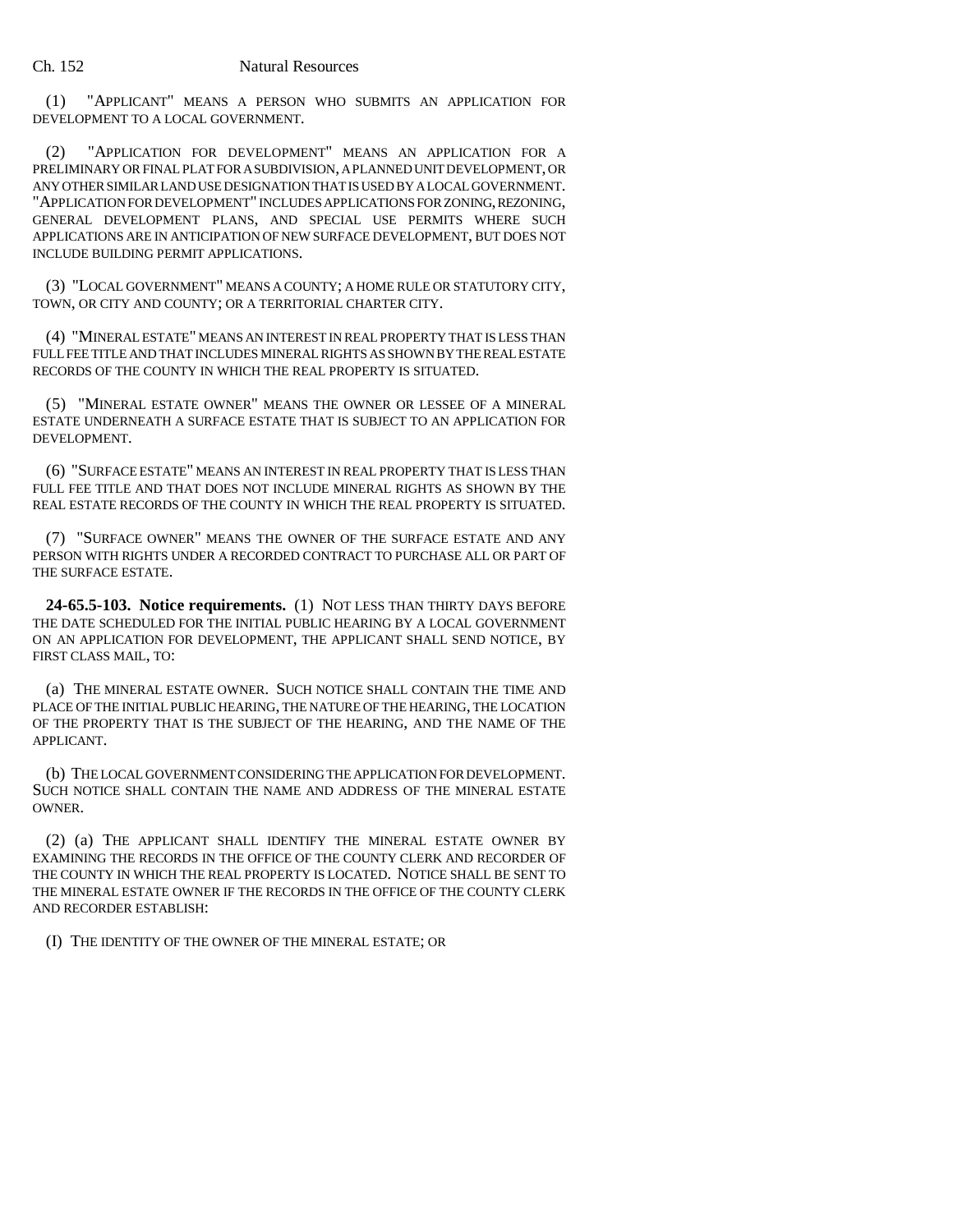(1) "APPLICANT" MEANS A PERSON WHO SUBMITS AN APPLICATION FOR DEVELOPMENT TO A LOCAL GOVERNMENT.

(2) "APPLICATION FOR DEVELOPMENT" MEANS AN APPLICATION FOR A PRELIMINARY OR FINAL PLAT FOR A SUBDIVISION, A PLANNED UNIT DEVELOPMENT, OR ANY OTHER SIMILAR LAND USE DESIGNATION THAT IS USED BY A LOCAL GOVERNMENT. "APPLICATION FOR DEVELOPMENT" INCLUDES APPLICATIONS FOR ZONING, REZONING, GENERAL DEVELOPMENT PLANS, AND SPECIAL USE PERMITS WHERE SUCH APPLICATIONS ARE IN ANTICIPATION OF NEW SURFACE DEVELOPMENT, BUT DOES NOT INCLUDE BUILDING PERMIT APPLICATIONS.

(3) "LOCAL GOVERNMENT" MEANS A COUNTY; A HOME RULE OR STATUTORY CITY, TOWN, OR CITY AND COUNTY; OR A TERRITORIAL CHARTER CITY.

(4) "MINERAL ESTATE" MEANS AN INTEREST IN REAL PROPERTY THAT IS LESS THAN FULL FEE TITLE AND THAT INCLUDES MINERAL RIGHTS AS SHOWN BY THE REAL ESTATE RECORDS OF THE COUNTY IN WHICH THE REAL PROPERTY IS SITUATED.

(5) "MINERAL ESTATE OWNER" MEANS THE OWNER OR LESSEE OF A MINERAL ESTATE UNDERNEATH A SURFACE ESTATE THAT IS SUBJECT TO AN APPLICATION FOR DEVELOPMENT.

(6) "SURFACE ESTATE" MEANS AN INTEREST IN REAL PROPERTY THAT IS LESS THAN FULL FEE TITLE AND THAT DOES NOT INCLUDE MINERAL RIGHTS AS SHOWN BY THE REAL ESTATE RECORDS OF THE COUNTY IN WHICH THE REAL PROPERTY IS SITUATED.

(7) "SURFACE OWNER" MEANS THE OWNER OF THE SURFACE ESTATE AND ANY PERSON WITH RIGHTS UNDER A RECORDED CONTRACT TO PURCHASE ALL OR PART OF THE SURFACE ESTATE.

**24-65.5-103. Notice requirements.** (1) NOT LESS THAN THIRTY DAYS BEFORE THE DATE SCHEDULED FOR THE INITIAL PUBLIC HEARING BY A LOCAL GOVERNMENT ON AN APPLICATION FOR DEVELOPMENT, THE APPLICANT SHALL SEND NOTICE, BY FIRST CLASS MAIL, TO:

(a) THE MINERAL ESTATE OWNER. SUCH NOTICE SHALL CONTAIN THE TIME AND PLACE OF THE INITIAL PUBLIC HEARING, THE NATURE OF THE HEARING, THE LOCATION OF THE PROPERTY THAT IS THE SUBJECT OF THE HEARING, AND THE NAME OF THE APPLICANT.

(b) THE LOCAL GOVERNMENT CONSIDERING THE APPLICATION FOR DEVELOPMENT. SUCH NOTICE SHALL CONTAIN THE NAME AND ADDRESS OF THE MINERAL ESTATE OWNER.

(2) (a) THE APPLICANT SHALL IDENTIFY THE MINERAL ESTATE OWNER BY EXAMINING THE RECORDS IN THE OFFICE OF THE COUNTY CLERK AND RECORDER OF THE COUNTY IN WHICH THE REAL PROPERTY IS LOCATED. NOTICE SHALL BE SENT TO THE MINERAL ESTATE OWNER IF THE RECORDS IN THE OFFICE OF THE COUNTY CLERK AND RECORDER ESTABLISH:

(I) THE IDENTITY OF THE OWNER OF THE MINERAL ESTATE; OR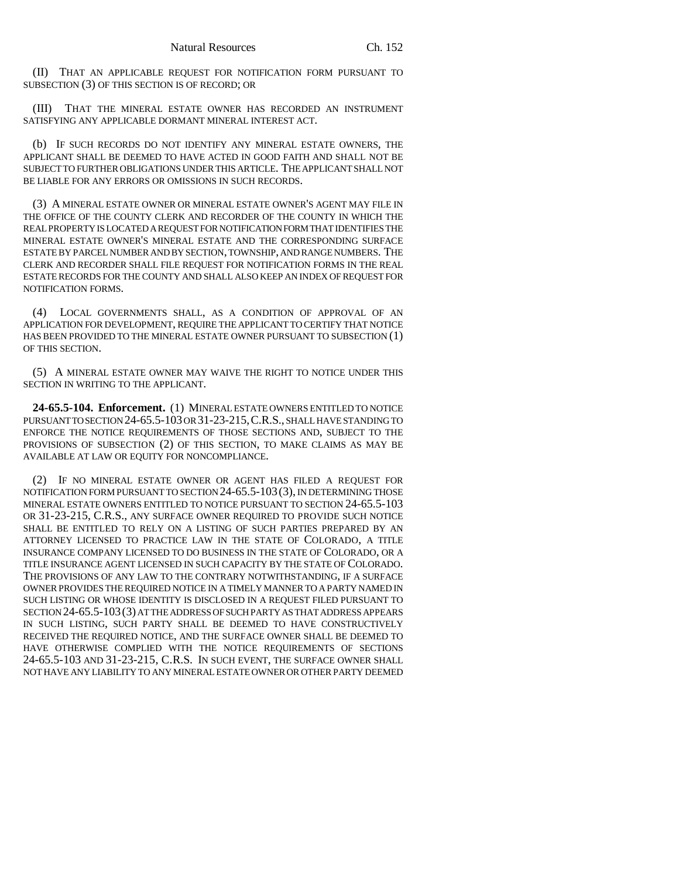(II) THAT AN APPLICABLE REQUEST FOR NOTIFICATION FORM PURSUANT TO SUBSECTION (3) OF THIS SECTION IS OF RECORD; OR

(III) THAT THE MINERAL ESTATE OWNER HAS RECORDED AN INSTRUMENT SATISFYING ANY APPLICABLE DORMANT MINERAL INTEREST ACT.

(b) IF SUCH RECORDS DO NOT IDENTIFY ANY MINERAL ESTATE OWNERS, THE APPLICANT SHALL BE DEEMED TO HAVE ACTED IN GOOD FAITH AND SHALL NOT BE SUBJECT TO FURTHER OBLIGATIONS UNDER THIS ARTICLE. THE APPLICANT SHALL NOT BE LIABLE FOR ANY ERRORS OR OMISSIONS IN SUCH RECORDS.

(3) A MINERAL ESTATE OWNER OR MINERAL ESTATE OWNER'S AGENT MAY FILE IN THE OFFICE OF THE COUNTY CLERK AND RECORDER OF THE COUNTY IN WHICH THE REAL PROPERTY IS LOCATED A REQUEST FOR NOTIFICATION FORM THAT IDENTIFIES THE MINERAL ESTATE OWNER'S MINERAL ESTATE AND THE CORRESPONDING SURFACE ESTATE BY PARCEL NUMBER AND BY SECTION, TOWNSHIP, AND RANGE NUMBERS. THE CLERK AND RECORDER SHALL FILE REQUEST FOR NOTIFICATION FORMS IN THE REAL ESTATE RECORDS FOR THE COUNTY AND SHALL ALSO KEEP AN INDEX OF REQUEST FOR NOTIFICATION FORMS.

(4) LOCAL GOVERNMENTS SHALL, AS A CONDITION OF APPROVAL OF AN APPLICATION FOR DEVELOPMENT, REQUIRE THE APPLICANT TO CERTIFY THAT NOTICE HAS BEEN PROVIDED TO THE MINERAL ESTATE OWNER PURSUANT TO SUBSECTION (1) OF THIS SECTION.

(5) A MINERAL ESTATE OWNER MAY WAIVE THE RIGHT TO NOTICE UNDER THIS SECTION IN WRITING TO THE APPLICANT.

**24-65.5-104. Enforcement.** (1) MINERAL ESTATE OWNERS ENTITLED TO NOTICE PURSUANT TO SECTION 24-65.5-103 OR 31-23-215, C.R.S., SHALL HAVE STANDING TO ENFORCE THE NOTICE REQUIREMENTS OF THOSE SECTIONS AND, SUBJECT TO THE PROVISIONS OF SUBSECTION (2) OF THIS SECTION, TO MAKE CLAIMS AS MAY BE AVAILABLE AT LAW OR EQUITY FOR NONCOMPLIANCE.

(2) IF NO MINERAL ESTATE OWNER OR AGENT HAS FILED A REQUEST FOR NOTIFICATION FORM PURSUANT TO SECTION 24-65.5-103 (3), IN DETERMINING THOSE MINERAL ESTATE OWNERS ENTITLED TO NOTICE PURSUANT TO SECTION 24-65.5-103 OR 31-23-215, C.R.S., ANY SURFACE OWNER REQUIRED TO PROVIDE SUCH NOTICE SHALL BE ENTITLED TO RELY ON A LISTING OF SUCH PARTIES PREPARED BY AN ATTORNEY LICENSED TO PRACTICE LAW IN THE STATE OF COLORADO, A TITLE INSURANCE COMPANY LICENSED TO DO BUSINESS IN THE STATE OF COLORADO, OR A TITLE INSURANCE AGENT LICENSED IN SUCH CAPACITY BY THE STATE OF COLORADO. THE PROVISIONS OF ANY LAW TO THE CONTRARY NOTWITHSTANDING, IF A SURFACE OWNER PROVIDES THE REQUIRED NOTICE IN A TIMELY MANNER TO A PARTY NAMED IN SUCH LISTING OR WHOSE IDENTITY IS DISCLOSED IN A REQUEST FILED PURSUANT TO SECTION 24-65.5-103 (3) AT THE ADDRESS OF SUCH PARTY AS THAT ADDRESS APPEARS IN SUCH LISTING, SUCH PARTY SHALL BE DEEMED TO HAVE CONSTRUCTIVELY RECEIVED THE REQUIRED NOTICE, AND THE SURFACE OWNER SHALL BE DEEMED TO HAVE OTHERWISE COMPLIED WITH THE NOTICE REQUIREMENTS OF SECTIONS 24-65.5-103 AND 31-23-215, C.R.S. IN SUCH EVENT, THE SURFACE OWNER SHALL NOT HAVE ANY LIABILITY TO ANY MINERAL ESTATE OWNER OR OTHER PARTY DEEMED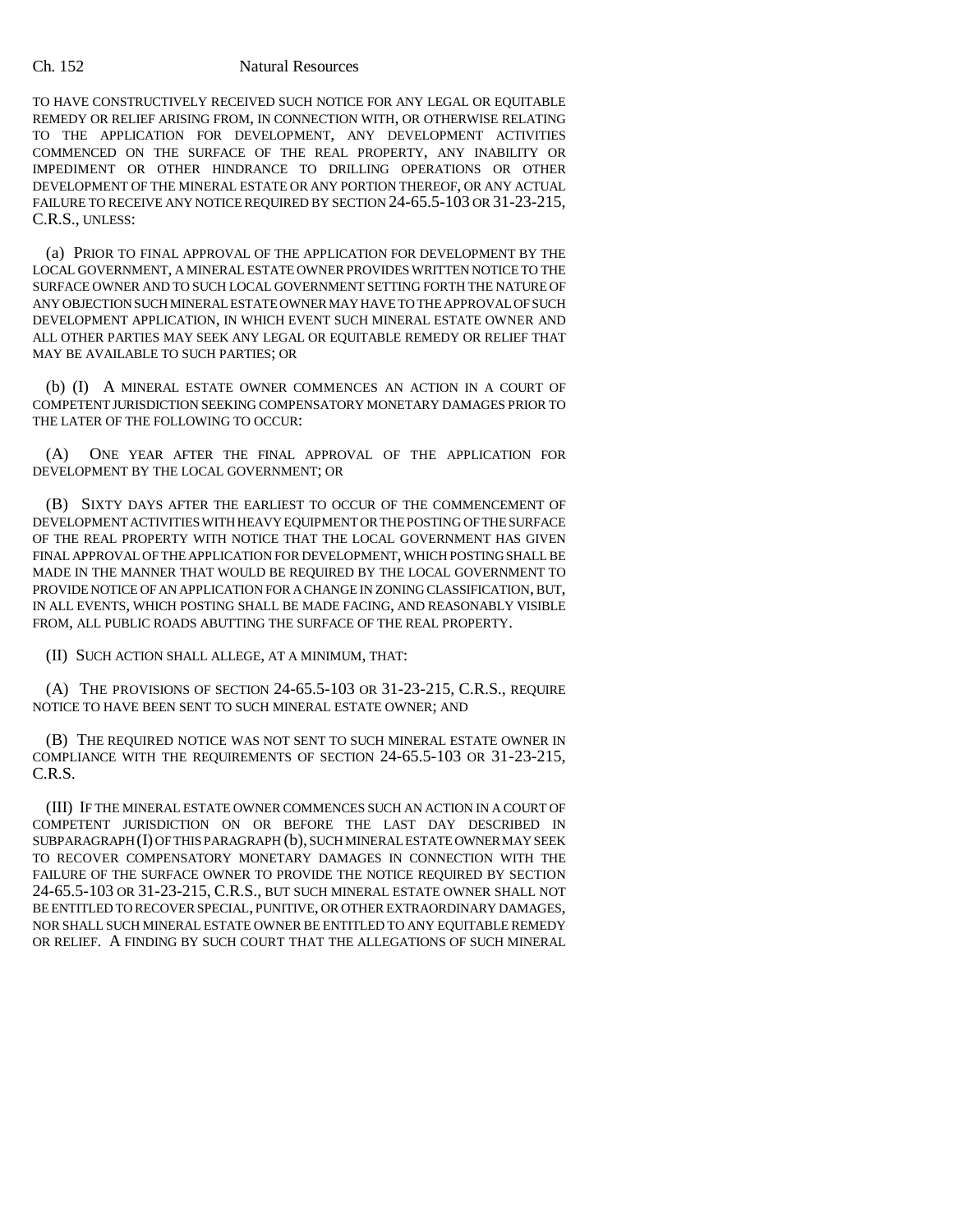TO HAVE CONSTRUCTIVELY RECEIVED SUCH NOTICE FOR ANY LEGAL OR EQUITABLE REMEDY OR RELIEF ARISING FROM, IN CONNECTION WITH, OR OTHERWISE RELATING TO THE APPLICATION FOR DEVELOPMENT, ANY DEVELOPMENT ACTIVITIES COMMENCED ON THE SURFACE OF THE REAL PROPERTY, ANY INABILITY OR IMPEDIMENT OR OTHER HINDRANCE TO DRILLING OPERATIONS OR OTHER DEVELOPMENT OF THE MINERAL ESTATE OR ANY PORTION THEREOF, OR ANY ACTUAL FAILURE TO RECEIVE ANY NOTICE REQUIRED BY SECTION 24-65.5-103 OR 31-23-215, C.R.S., UNLESS:

(a) PRIOR TO FINAL APPROVAL OF THE APPLICATION FOR DEVELOPMENT BY THE LOCAL GOVERNMENT, A MINERAL ESTATE OWNER PROVIDES WRITTEN NOTICE TO THE SURFACE OWNER AND TO SUCH LOCAL GOVERNMENT SETTING FORTH THE NATURE OF ANY OBJECTION SUCH MINERAL ESTATE OWNER MAY HAVE TO THE APPROVAL OF SUCH DEVELOPMENT APPLICATION, IN WHICH EVENT SUCH MINERAL ESTATE OWNER AND ALL OTHER PARTIES MAY SEEK ANY LEGAL OR EQUITABLE REMEDY OR RELIEF THAT MAY BE AVAILABLE TO SUCH PARTIES; OR

(b) (I) A MINERAL ESTATE OWNER COMMENCES AN ACTION IN A COURT OF COMPETENT JURISDICTION SEEKING COMPENSATORY MONETARY DAMAGES PRIOR TO THE LATER OF THE FOLLOWING TO OCCUR:

(A) ONE YEAR AFTER THE FINAL APPROVAL OF THE APPLICATION FOR DEVELOPMENT BY THE LOCAL GOVERNMENT; OR

(B) SIXTY DAYS AFTER THE EARLIEST TO OCCUR OF THE COMMENCEMENT OF DEVELOPMENT ACTIVITIES WITH HEAVY EQUIPMENT OR THE POSTING OF THE SURFACE OF THE REAL PROPERTY WITH NOTICE THAT THE LOCAL GOVERNMENT HAS GIVEN FINAL APPROVAL OF THE APPLICATION FOR DEVELOPMENT, WHICH POSTING SHALL BE MADE IN THE MANNER THAT WOULD BE REQUIRED BY THE LOCAL GOVERNMENT TO PROVIDE NOTICE OF AN APPLICATION FOR A CHANGE IN ZONING CLASSIFICATION, BUT, IN ALL EVENTS, WHICH POSTING SHALL BE MADE FACING, AND REASONABLY VISIBLE FROM, ALL PUBLIC ROADS ABUTTING THE SURFACE OF THE REAL PROPERTY.

(II) SUCH ACTION SHALL ALLEGE, AT A MINIMUM, THAT:

(A) THE PROVISIONS OF SECTION 24-65.5-103 OR 31-23-215, C.R.S., REQUIRE NOTICE TO HAVE BEEN SENT TO SUCH MINERAL ESTATE OWNER; AND

(B) THE REQUIRED NOTICE WAS NOT SENT TO SUCH MINERAL ESTATE OWNER IN COMPLIANCE WITH THE REQUIREMENTS OF SECTION 24-65.5-103 OR 31-23-215, C.R.S.

(III) IF THE MINERAL ESTATE OWNER COMMENCES SUCH AN ACTION IN A COURT OF COMPETENT JURISDICTION ON OR BEFORE THE LAST DAY DESCRIBED IN SUBPARAGRAPH (I) OF THIS PARAGRAPH (b), SUCH MINERAL ESTATE OWNER MAY SEEK TO RECOVER COMPENSATORY MONETARY DAMAGES IN CONNECTION WITH THE FAILURE OF THE SURFACE OWNER TO PROVIDE THE NOTICE REQUIRED BY SECTION 24-65.5-103 OR 31-23-215, C.R.S., BUT SUCH MINERAL ESTATE OWNER SHALL NOT BE ENTITLED TO RECOVER SPECIAL, PUNITIVE, OR OTHER EXTRAORDINARY DAMAGES, NOR SHALL SUCH MINERAL ESTATE OWNER BE ENTITLED TO ANY EQUITABLE REMEDY OR RELIEF. A FINDING BY SUCH COURT THAT THE ALLEGATIONS OF SUCH MINERAL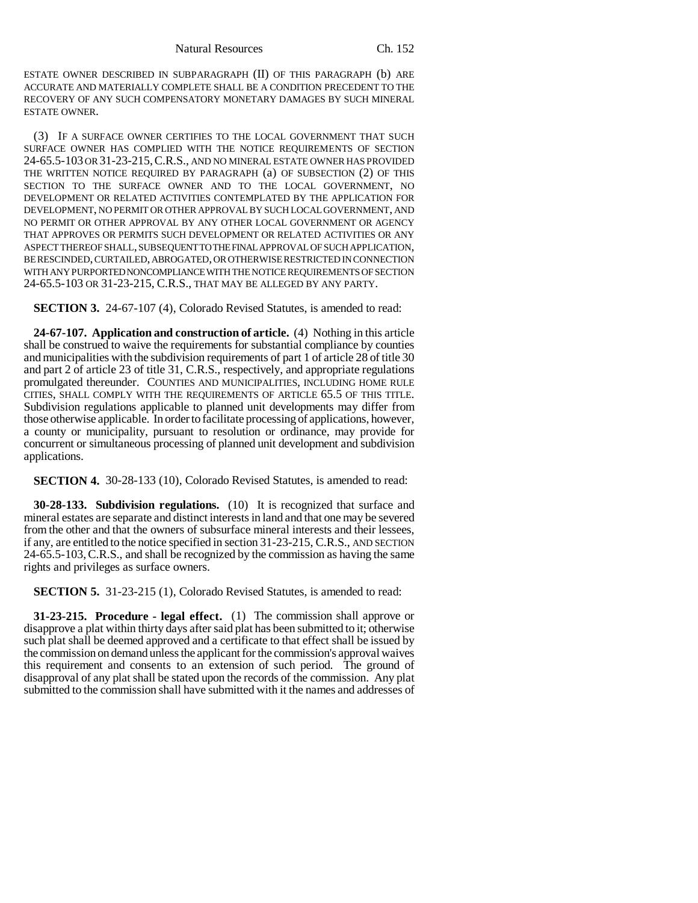ESTATE OWNER DESCRIBED IN SUBPARAGRAPH (II) OF THIS PARAGRAPH (b) ARE ACCURATE AND MATERIALLY COMPLETE SHALL BE A CONDITION PRECEDENT TO THE RECOVERY OF ANY SUCH COMPENSATORY MONETARY DAMAGES BY SUCH MINERAL ESTATE OWNER.

(3) IF A SURFACE OWNER CERTIFIES TO THE LOCAL GOVERNMENT THAT SUCH SURFACE OWNER HAS COMPLIED WITH THE NOTICE REQUIREMENTS OF SECTION 24-65.5-103 OR 31-23-215, C.R.S., AND NO MINERAL ESTATE OWNER HAS PROVIDED THE WRITTEN NOTICE REQUIRED BY PARAGRAPH (a) OF SUBSECTION (2) OF THIS SECTION TO THE SURFACE OWNER AND TO THE LOCAL GOVERNMENT, NO DEVELOPMENT OR RELATED ACTIVITIES CONTEMPLATED BY THE APPLICATION FOR DEVELOPMENT, NO PERMIT OR OTHER APPROVAL BY SUCH LOCAL GOVERNMENT, AND NO PERMIT OR OTHER APPROVAL BY ANY OTHER LOCAL GOVERNMENT OR AGENCY THAT APPROVES OR PERMITS SUCH DEVELOPMENT OR RELATED ACTIVITIES OR ANY ASPECT THEREOF SHALL, SUBSEQUENT TO THE FINAL APPROVAL OF SUCH APPLICATION, BE RESCINDED, CURTAILED, ABROGATED, OR OTHERWISE RESTRICTED IN CONNECTION WITH ANY PURPORTED NONCOMPLIANCE WITH THE NOTICE REQUIREMENTS OF SECTION 24-65.5-103 OR 31-23-215, C.R.S., THAT MAY BE ALLEGED BY ANY PARTY.

**SECTION 3.** 24-67-107 (4), Colorado Revised Statutes, is amended to read:

**24-67-107. Application and construction of article.** (4) Nothing in this article shall be construed to waive the requirements for substantial compliance by counties and municipalities with the subdivision requirements of part 1 of article 28 of title 30 and part 2 of article 23 of title 31, C.R.S., respectively, and appropriate regulations promulgated thereunder. COUNTIES AND MUNICIPALITIES, INCLUDING HOME RULE CITIES, SHALL COMPLY WITH THE REQUIREMENTS OF ARTICLE 65.5 OF THIS TITLE. Subdivision regulations applicable to planned unit developments may differ from those otherwise applicable. In order to facilitate processing of applications, however, a county or municipality, pursuant to resolution or ordinance, may provide for concurrent or simultaneous processing of planned unit development and subdivision applications.

**SECTION 4.** 30-28-133 (10), Colorado Revised Statutes, is amended to read:

**30-28-133. Subdivision regulations.** (10) It is recognized that surface and mineral estates are separate and distinct interests in land and that one may be severed from the other and that the owners of subsurface mineral interests and their lessees, if any, are entitled to the notice specified in section 31-23-215, C.R.S., AND SECTION 24-65.5-103, C.R.S., and shall be recognized by the commission as having the same rights and privileges as surface owners.

**SECTION 5.** 31-23-215 (1), Colorado Revised Statutes, is amended to read:

**31-23-215. Procedure - legal effect.** (1) The commission shall approve or disapprove a plat within thirty days after said plat has been submitted to it; otherwise such plat shall be deemed approved and a certificate to that effect shall be issued by the commission on demand unless the applicant for the commission's approval waives this requirement and consents to an extension of such period. The ground of disapproval of any plat shall be stated upon the records of the commission. Any plat submitted to the commission shall have submitted with it the names and addresses of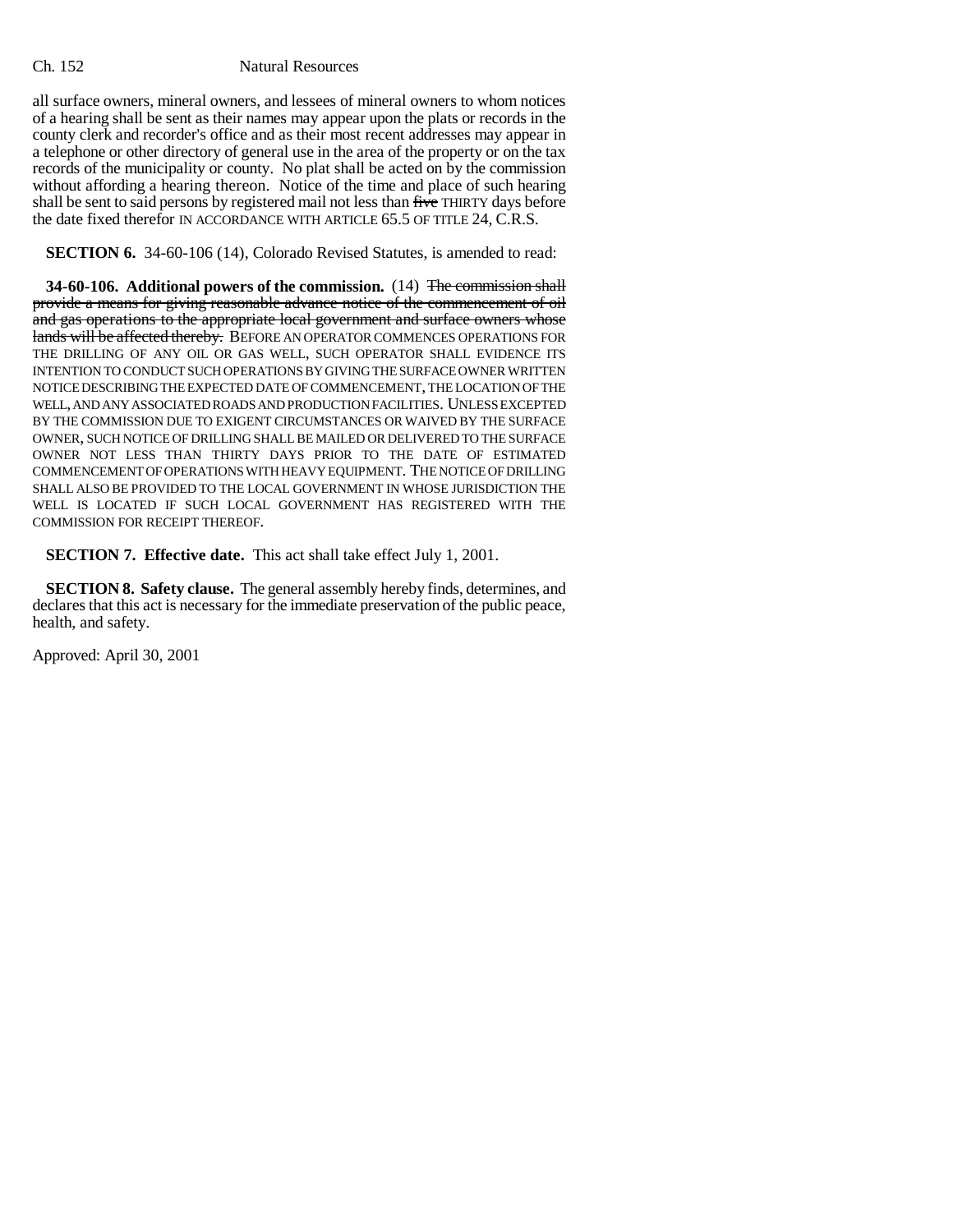all surface owners, mineral owners, and lessees of mineral owners to whom notices of a hearing shall be sent as their names may appear upon the plats or records in the county clerk and recorder's office and as their most recent addresses may appear in a telephone or other directory of general use in the area of the property or on the tax records of the municipality or county. No plat shall be acted on by the commission without affording a hearing thereon. Notice of the time and place of such hearing shall be sent to said persons by registered mail not less than ~~five~~ THIRTY days before the date fixed therefor IN ACCORDANCE WITH ARTICLE 65.5 OF TITLE 24, C.R.S.

**SECTION 6.** 34-60-106 (14), Colorado Revised Statutes, is amended to read:

**34-60-106. Additional powers of the commission.** (14) ~~The commission shall provide a means for giving reasonable advance notice of the commencement of oil and gas operations to the appropriate local government and surface owners whose lands will be affected thereby.~~ BEFORE AN OPERATOR COMMENCES OPERATIONS FOR THE DRILLING OF ANY OIL OR GAS WELL, SUCH OPERATOR SHALL EVIDENCE ITS INTENTION TO CONDUCT SUCH OPERATIONS BY GIVING THE SURFACE OWNER WRITTEN NOTICE DESCRIBING THE EXPECTED DATE OF COMMENCEMENT, THE LOCATION OF THE WELL, AND ANY ASSOCIATED ROADS AND PRODUCTION FACILITIES. UNLESS EXCEPTED BY THE COMMISSION DUE TO EXIGENT CIRCUMSTANCES OR WAIVED BY THE SURFACE OWNER, SUCH NOTICE OF DRILLING SHALL BE MAILED OR DELIVERED TO THE SURFACE OWNER NOT LESS THAN THIRTY DAYS PRIOR TO THE DATE OF ESTIMATED COMMENCEMENT OF OPERATIONS WITH HEAVY EQUIPMENT. THE NOTICE OF DRILLING SHALL ALSO BE PROVIDED TO THE LOCAL GOVERNMENT IN WHOSE JURISDICTION THE WELL IS LOCATED IF SUCH LOCAL GOVERNMENT HAS REGISTERED WITH THE COMMISSION FOR RECEIPT THEREOF.

**SECTION 7. Effective date.** This act shall take effect July 1, 2001.

**SECTION 8. Safety clause.** The general assembly hereby finds, determines, and declares that this act is necessary for the immediate preservation of the public peace, health, and safety.

Approved: April 30, 2001